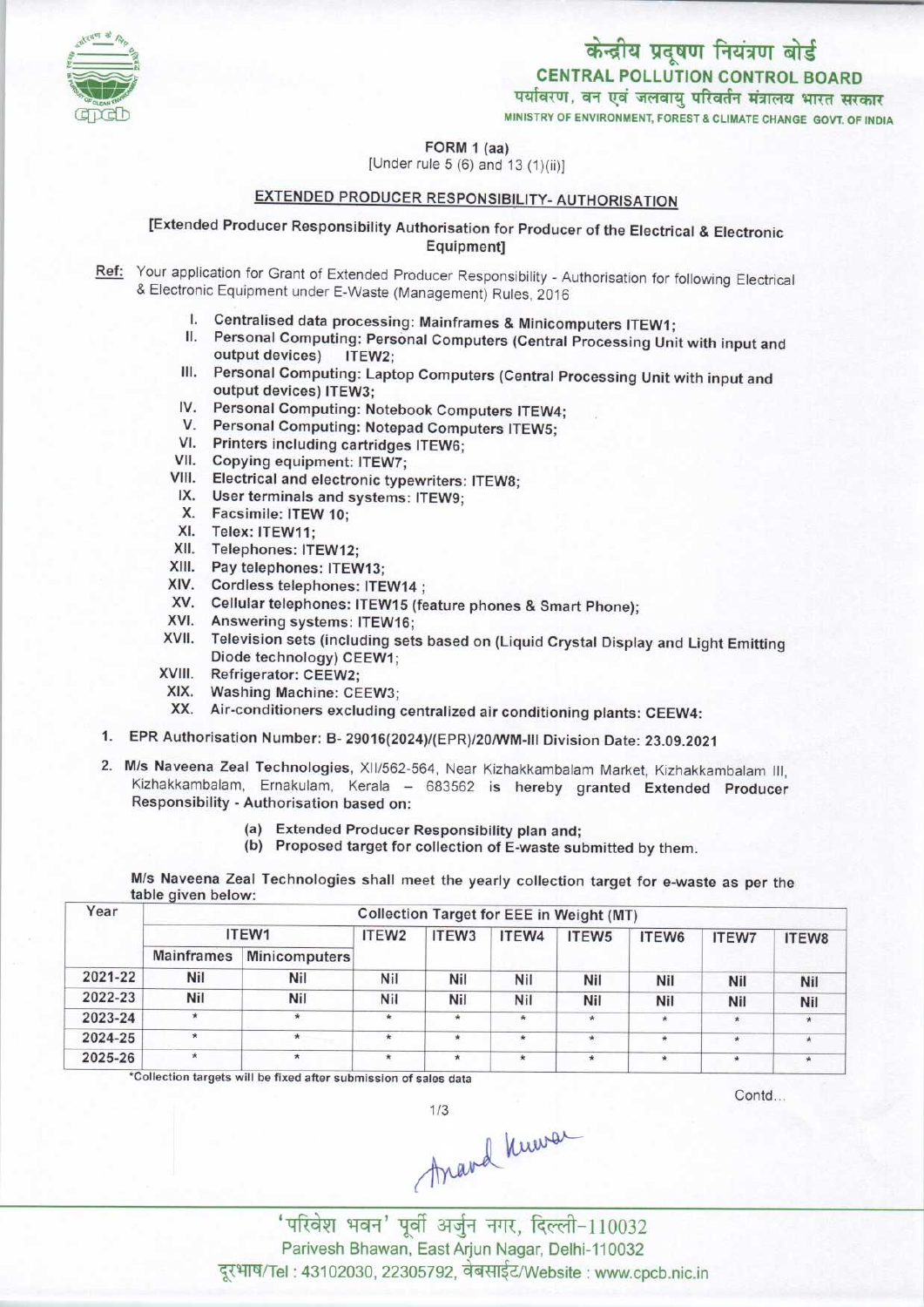केन्द्रीय प्रदूषण नियंत्रण बोर्ड
**CENTRAL POLLUTION CONTROL BOARD**
पर्यावरण, वन एवं जलवायु परिवर्तन मंत्रालय भारत सरकार
MINISTRY OF ENVIRONMENT, FOREST & CLIMATE CHANGE GOVT. OF INDIA

**FORM 1 (aa)**
[Under rule 5 (6) and 13 (1)(ii)]

## EXTENDED PRODUCER RESPONSIBILITY- AUTHORISATION

**[Extended Producer Responsibility Authorisation for Producer of the Electrical & Electronic Equipment]**

**Ref:** Your application for Grant of Extended Producer Responsibility - Authorisation for following Electrical & Electronic Equipment under E-Waste (Management) Rules, 2016

I. Centralised data processing: Mainframes & Minicomputers ITEW1;
II. Personal Computing: Personal Computers (Central Processing Unit with input and output devices) ITEW2;
III. Personal Computing: Laptop Computers (Central Processing Unit with input and output devices) ITEW3;
IV. Personal Computing: Notebook Computers ITEW4;
V. Personal Computing: Notepad Computers ITEW5;
VI. Printers including cartridges ITEW6;
VII. Copying equipment: ITEW7;
VIII. Electrical and electronic typewriters: ITEW8;
IX. User terminals and systems: ITEW9;
X. Facsimile: ITEW 10;
XI. Telex: ITEW11;
XII. Telephones: ITEW12;
XIII. Pay telephones: ITEW13;
XIV. Cordless telephones: ITEW14 ;
XV. Cellular telephones: ITEW15 (feature phones & Smart Phone);
XVI. Answering systems: ITEW16;
XVII. Television sets (including sets based on (Liquid Crystal Display and Light Emitting Diode technology) CEEW1;
XVIII. Refrigerator: CEEW2;
XIX. Washing Machine: CEEW3;
XX. Air-conditioners excluding centralized air conditioning plants: CEEW4:

1. EPR Authorisation Number: B- 29016(2024)/(EPR)/20/WM-III Division Date: 23.09.2021

2. M/s Naveena Zeal Technologies, XII/562-564, Near Kizhakkambalam Market, Kizhakkambalam III, Kizhakkambalam, Ernakulam, Kerala – 683562 is hereby granted Extended Producer Responsibility - Authorisation based on:

(a) Extended Producer Responsibility plan and;
(b) Proposed target for collection of E-waste submitted by them.

M/s Naveena Zeal Technologies shall meet the yearly collection target for e-waste as per the table given below:

| Year | Collection Target for EEE in Weight (MT) | | | | | | | | |
|---|---|---|---|---|---|---|---|---|---|
| | ITEW1 | | ITEW2 | ITEW3 | ITEW4 | ITEW5 | ITEW6 | ITEW7 | ITEW8 |
| | Mainframes | Minicomputers | | | | | | | |
| 2021-22 | Nil | Nil | Nil | Nil | Nil | Nil | Nil | Nil | Nil |
| 2022-23 | Nil | Nil | Nil | Nil | Nil | Nil | Nil | Nil | Nil |
| 2023-24 | * | * | * | * | * | * | * | * | * |
| 2024-25 | * | * | * | * | * | * | * | * | * |
| 2025-26 | * | * | * | * | * | * | * | * | * |

*Collection targets will be fixed after submission of sales data

Contd...

'परिवेश भवन' पूर्वी अर्जुन नगर, दिल्ली-110032
Parivesh Bhawan, East Arjun Nagar, Delhi-110032
दूरभाष/Tel : 43102030, 22305792, वेबसाईट/Website : www.cpcb.nic.in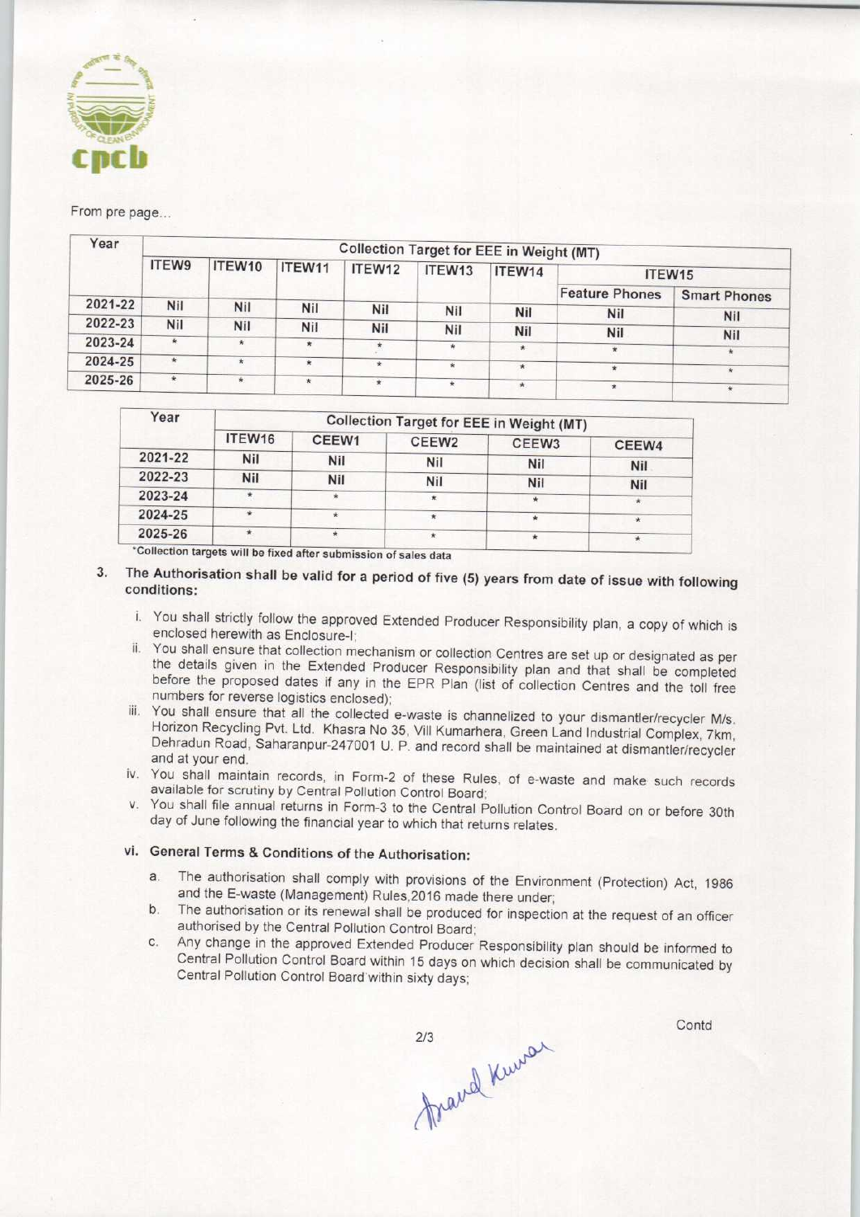From pre page...

| Year | Collection Target for EEE in Weight (MT) | | | | | | | |
|---|---|---|---|---|---|---|---|---|
| | ITEW9 | ITEW10 | ITEW11 | ITEW12 | ITEW13 | ITEW14 | ITEW15 | |
| | | | | | | | Feature Phones | Smart Phones |
| 2021-22 | Nil | Nil | Nil | Nil | Nil | Nil | Nil | Nil |
| 2022-23 | Nil | Nil | Nil | Nil | Nil | Nil | Nil | Nil |
| 2023-24 | * | * | * | * | * | * | * | * |
| 2024-25 | * | * | * | * | * | * | * | * |
| 2025-26 | * | * | * | * | * | * | * | * |

| Year | Collection Target for EEE in Weight (MT) | | | | |
|---|---|---|---|---|---|
| | ITEW16 | CEEW1 | CEEW2 | CEEW3 | CEEW4 |
| 2021-22 | Nil | Nil | Nil | Nil | Nil |
| 2022-23 | Nil | Nil | Nil | Nil | Nil |
| 2023-24 | * | * | * | * | * |
| 2024-25 | * | * | * | * | * |
| 2025-26 | * | * | * | * | * |

*Collection targets will be fixed after submission of sales data

3. **The Authorisation shall be valid for a period of five (5) years from date of issue with following conditions:**

   i. You shall strictly follow the approved Extended Producer Responsibility plan, a copy of which is enclosed herewith as Enclosure-I;

   ii. You shall ensure that collection mechanism or collection Centres are set up or designated as per the details given in the Extended Producer Responsibility plan and that shall be completed before the proposed dates if any in the EPR Plan (list of collection Centres and the toll free numbers for reverse logistics enclosed);

   iii. You shall ensure that all the collected e-waste is channelized to your dismantler/recycler M/s. Horizon Recycling Pvt. Ltd. Khasra No 35, Vill Kumarhera, Green Land Industrial Complex, 7km, Dehradun Road, Saharanpur-247001 U. P. and record shall be maintained at dismantler/recycler and at your end.

   iv. You shall maintain records, in Form-2 of these Rules, of e-waste and make such records available for scrutiny by Central Pollution Control Board;

   v. You shall file annual returns in Form-3 to the Central Pollution Control Board on or before 30th day of June following the financial year to which that returns relates.

   vi. **General Terms & Conditions of the Authorisation:**

      a. The authorisation shall comply with provisions of the Environment (Protection) Act, 1986 and the E-waste (Management) Rules,2016 made there under;

      b. The authorisation or its renewal shall be produced for inspection at the request of an officer authorised by the Central Pollution Control Board;

      c. Any change in the approved Extended Producer Responsibility plan should be informed to Central Pollution Control Board within 15 days on which decision shall be communicated by Central Pollution Control Board within sixty days;

Contd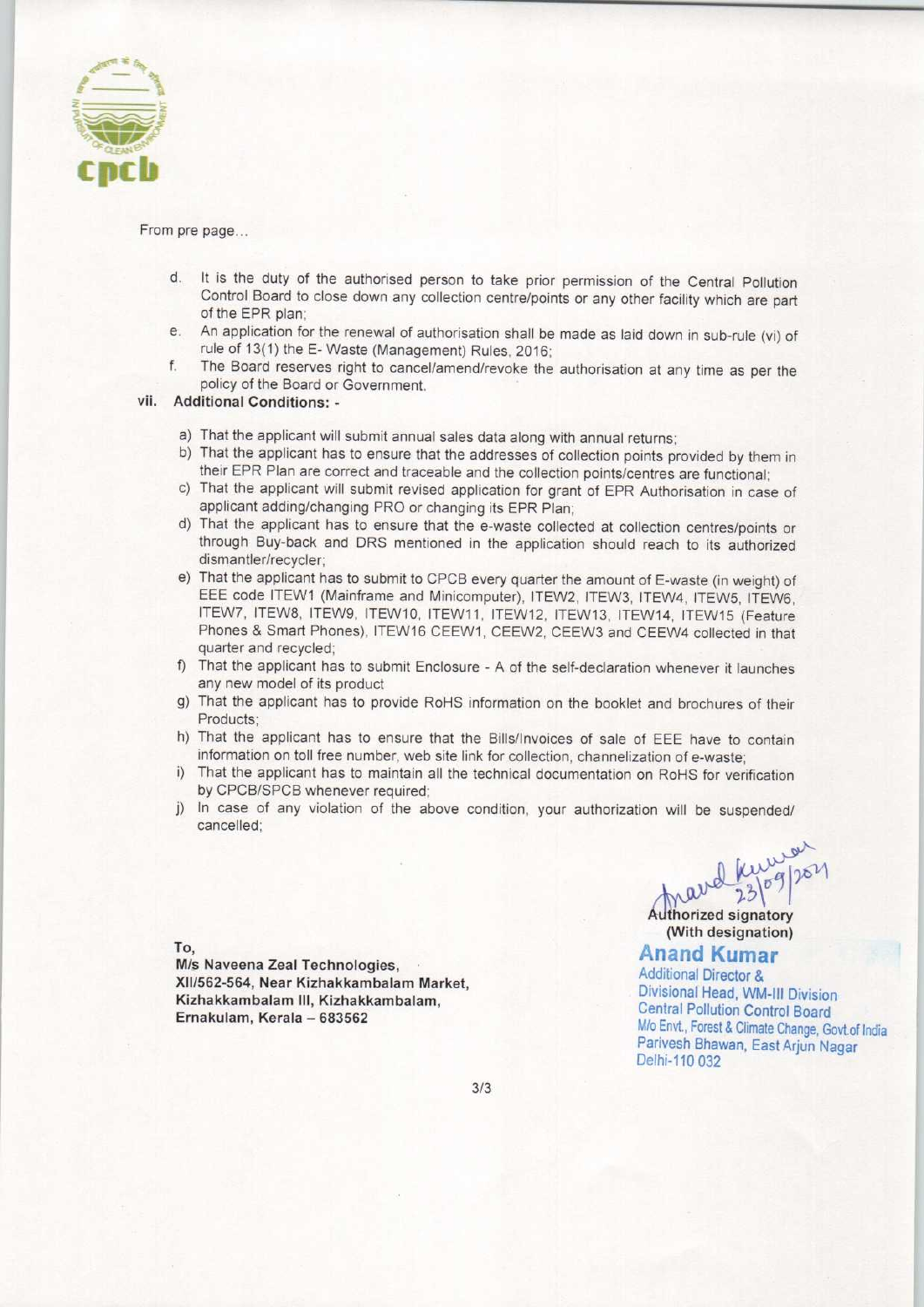From pre page...

d. It is the duty of the authorised person to take prior permission of the Central Pollution Control Board to close down any collection centre/points or any other facility which are part of the EPR plan;

e. An application for the renewal of authorisation shall be made as laid down in sub-rule (vi) of rule of 13(1) the E- Waste (Management) Rules, 2016;

f. The Board reserves right to cancel/amend/revoke the authorisation at any time as per the policy of the Board or Government.

**vii. Additional Conditions: -**

a) That the applicant will submit annual sales data along with annual returns;

b) That the applicant has to ensure that the addresses of collection points provided by them in their EPR Plan are correct and traceable and the collection points/centres are functional;

c) That the applicant will submit revised application for grant of EPR Authorisation in case of applicant adding/changing PRO or changing its EPR Plan;

d) That the applicant has to ensure that the e-waste collected at collection centres/points or through Buy-back and DRS mentioned in the application should reach to its authorized dismantler/recycler;

e) That the applicant has to submit to CPCB every quarter the amount of E-waste (in weight) of EEE code ITEW1 (Mainframe and Minicomputer), ITEW2, ITEW3, ITEW4, ITEW5, ITEW6, ITEW7, ITEW8, ITEW9, ITEW10, ITEW11, ITEW12, ITEW13, ITEW14, ITEW15 (Feature Phones & Smart Phones), ITEW16 CEEW1, CEEW2, CEEW3 and CEEW4 collected in that quarter and recycled;

f) That the applicant has to submit Enclosure - A of the self-declaration whenever it launches any new model of its product

g) That the applicant has to provide RoHS information on the booklet and brochures of their Products;

h) That the applicant has to ensure that the Bills/Invoices of sale of EEE have to contain information on toll free number, web site link for collection, channelization of e-waste;

i) That the applicant has to maintain all the technical documentation on RoHS for verification by CPCB/SPCB whenever required;

j) In case of any violation of the above condition, your authorization will be suspended/ cancelled;

Anand Kumar 23/09/2021

Authorized signatory
(With designation)

**Anand Kumar**
Additional Director &
Divisional Head, WM-III Division
Central Pollution Control Board
M/o Envt., Forest & Climate Change, Govt.of India
Parivesh Bhawan, East Arjun Nagar
Delhi-110 032

To,
**M/s Naveena Zeal Technologies,**
**XII/562-564, Near Kizhakkambalam Market,**
**Kizhakkambalam III, Kizhakkambalam,**
**Ernakulam, Kerala – 683562**